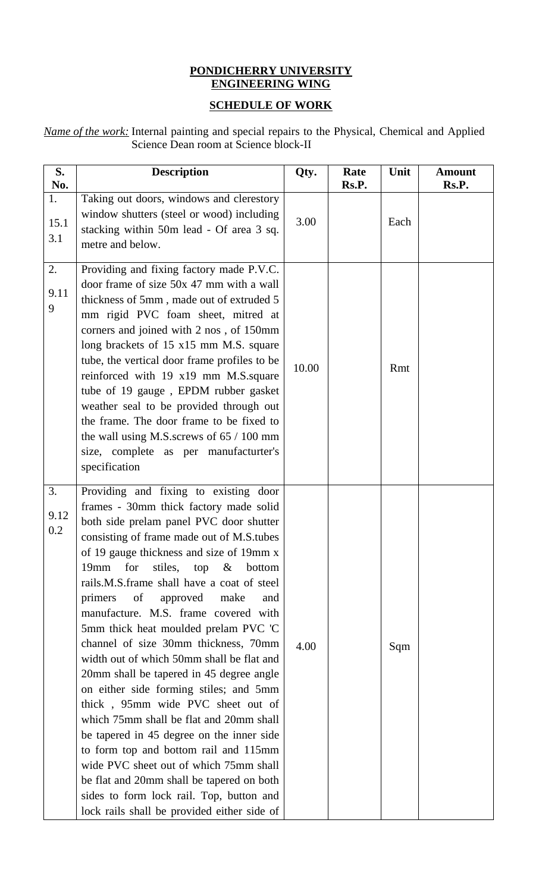**PONDICHERRY UNIVERSITY**
**ENGINEERING WING**

**SCHEDULE OF WORK**

*Name of the work:* Internal painting and special repairs to the Physical, Chemical and Applied Science Dean room at Science block-II

| S. No. | Description | Qty. | Rate Rs.P. | Unit | Amount Rs.P. |
|---|---|---|---|---|---|
| 1. 15.1 3.1 | Taking out doors, windows and clerestory window shutters (steel or wood) including stacking within 50m lead - Of area 3 sq. metre and below. | 3.00 | | Each | |
| 2. 9.11 9 | Providing and fixing factory made P.V.C. door frame of size 50x 47 mm with a wall thickness of 5mm , made out of extruded 5 mm rigid PVC foam sheet, mitred at corners and joined with 2 nos , of 150mm long brackets of 15 x15 mm M.S. square tube, the vertical door frame profiles to be reinforced with 19 x19 mm M.S.square tube of 19 gauge , EPDM rubber gasket weather seal to be provided through out the frame. The door frame to be fixed to the wall using M.S.screws of 65 / 100 mm size, complete as per manufacturter's specification | 10.00 | | Rmt | |
| 3. 9.12 0.2 | Providing and fixing to existing door frames - 30mm thick factory made solid both side prelam panel PVC door shutter consisting of frame made out of M.S.tubes of 19 gauge thickness and size of 19mm x 19mm for stiles, top & bottom rails.M.S.frame shall have a coat of steel primers of approved make and manufacture. M.S. frame covered with 5mm thick heat moulded prelam PVC 'C channel of size 30mm thickness, 70mm width out of which 50mm shall be flat and 20mm shall be tapered in 45 degree angle on either side forming stiles; and 5mm thick , 95mm wide PVC sheet out of which 75mm shall be flat and 20mm shall be tapered in 45 degree on the inner side to form top and bottom rail and 115mm wide PVC sheet out of which 75mm shall be flat and 20mm shall be tapered on both sides to form lock rail. Top, button and lock rails shall be provided either side of | 4.00 | | Sqm | |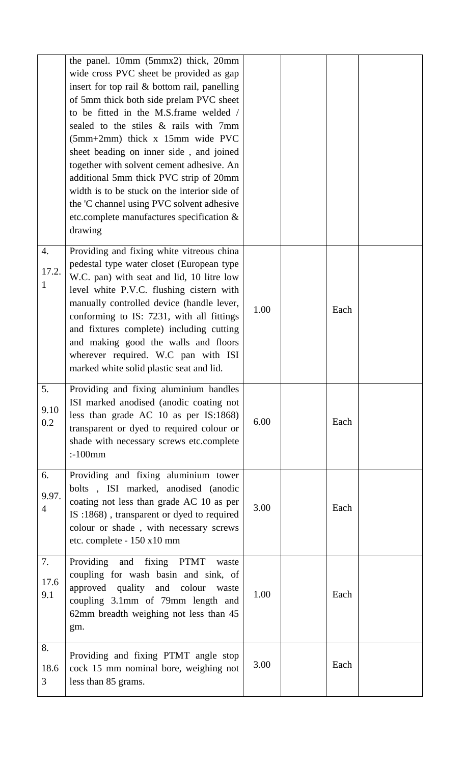| | | | | | |
|---|---|---|---|---|---|
| | the panel. 10mm (5mmx2) thick, 20mm wide cross PVC sheet be provided as gap insert for top rail & bottom rail, panelling of 5mm thick both side prelam PVC sheet to be fitted in the M.S.frame welded / sealed to the stiles & rails with 7mm (5mm+2mm) thick x 15mm wide PVC sheet beading on inner side , and joined together with solvent cement adhesive. An additional 5mm thick PVC strip of 20mm width is to be stuck on the interior side of the 'C channel using PVC solvent adhesive etc.complete manufactures specification & drawing | | | | |
| 4. 17.2.1 | Providing and fixing white vitreous china pedestal type water closet (European type W.C. pan) with seat and lid, 10 litre low level white P.V.C. flushing cistern with manually controlled device (handle lever, conforming to IS: 7231, with all fittings and fixtures complete) including cutting and making good the walls and floors wherever required. W.C pan with ISI marked white solid plastic seat and lid. | 1.00 | | Each | |
| 5. 9.100.2 | Providing and fixing aluminium handles ISI marked anodised (anodic coating not less than grade AC 10 as per IS:1868) transparent or dyed to required colour or shade with necessary screws etc.complete :-100mm | 6.00 | | Each | |
| 6. 9.97.4 | Providing and fixing aluminium tower bolts , ISI marked, anodised (anodic coating not less than grade AC 10 as per IS :1868) , transparent or dyed to required colour or shade , with necessary screws etc. complete - 150 x10 mm | 3.00 | | Each | |
| 7. 17.69.1 | Providing and fixing PTMT waste coupling for wash basin and sink, of approved quality and colour waste coupling 3.1mm of 79mm length and 62mm breadth weighing not less than 45 gm. | 1.00 | | Each | |
| 8. 18.63 | Providing and fixing PTMT angle stop cock 15 mm nominal bore, weighing not less than 85 grams. | 3.00 | | Each | |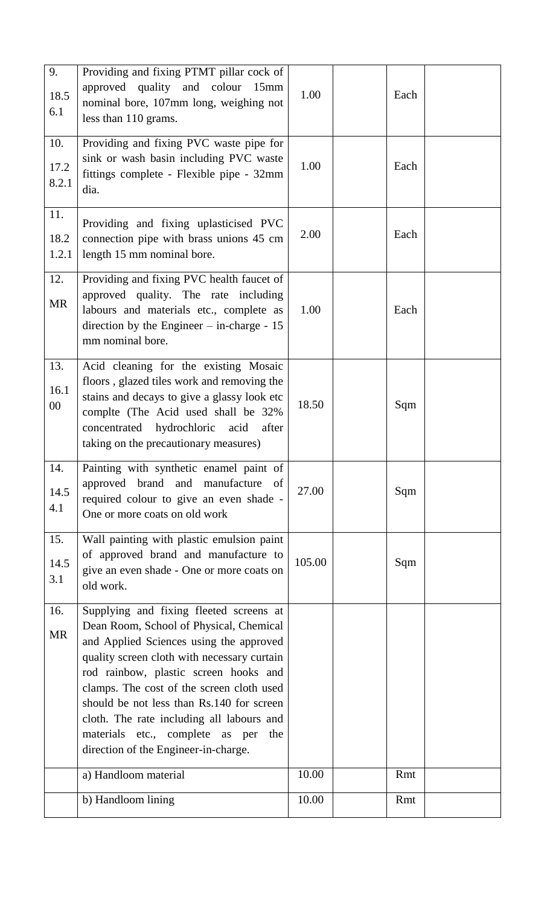| 9.<br>18.5<br>6.1 | Providing and fixing PTMT pillar cock of approved quality and colour 15mm nominal bore, 107mm long, weighing not less than 110 grams. | 1.00 | | Each | |
|---|---|---|---|---|---|
| 10.<br>17.2<br>8.2.1 | Providing and fixing PVC waste pipe for sink or wash basin including PVC waste fittings complete - Flexible pipe - 32mm dia. | 1.00 | | Each | |
| 11.<br>18.2<br>1.2.1 | Providing and fixing uplasticised PVC connection pipe with brass unions 45 cm length 15 mm nominal bore. | 2.00 | | Each | |
| 12.<br>MR | Providing and fixing PVC health faucet of approved quality. The rate including labours and materials etc., complete as direction by the Engineer – in-charge - 15 mm nominal bore. | 1.00 | | Each | |
| 13.<br>16.1<br>00 | Acid cleaning for the existing Mosaic floors , glazed tiles work and removing the stains and decays to give a glassy look etc complte (The Acid used shall be 32% concentrated hydrochloric acid after taking on the precautionary measures) | 18.50 | | Sqm | |
| 14.<br>14.5<br>4.1 | Painting with synthetic enamel paint of approved brand and manufacture of required colour to give an even shade - One or more coats on old work | 27.00 | | Sqm | |
| 15.<br>14.5<br>3.1 | Wall painting with plastic emulsion paint of approved brand and manufacture to give an even shade - One or more coats on old work. | 105.00 | | Sqm | |
| 16.<br>MR | Supplying and fixing fleeted screens at Dean Room, School of Physical, Chemical and Applied Sciences using the approved quality screen cloth with necessary curtain rod rainbow, plastic screen hooks and clamps. The cost of the screen cloth used should be not less than Rs.140 for screen cloth. The rate including all labours and materials etc., complete as per the direction of the Engineer-in-charge. | | | | |
| | a) Handloom material | 10.00 | | Rmt | |
| | b) Handloom lining | 10.00 | | Rmt | |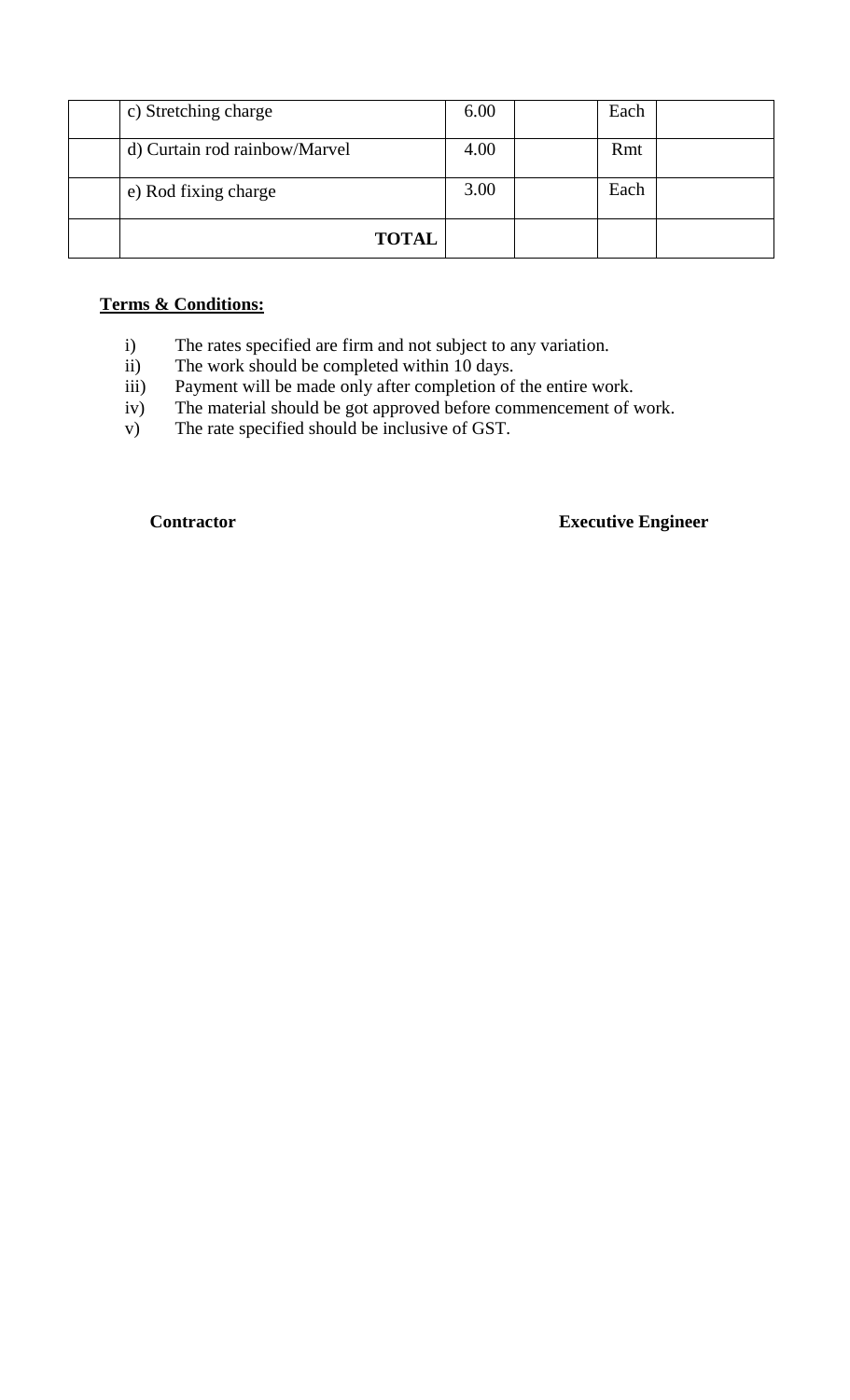| | | | | | |
|---|---|---|---|---|---|
| | c) Stretching charge | 6.00 | | Each | |
| | d) Curtain rod rainbow/Marvel | 4.00 | | Rmt | |
| | e) Rod fixing charge | 3.00 | | Each | |
| | **TOTAL** | | | | |

**Terms & Conditions:**

i) The rates specified are firm and not subject to any variation.
ii) The work should be completed within 10 days.
iii) Payment will be made only after completion of the entire work.
iv) The material should be got approved before commencement of work.
v) The rate specified should be inclusive of GST.

**Contractor** **Executive Engineer**